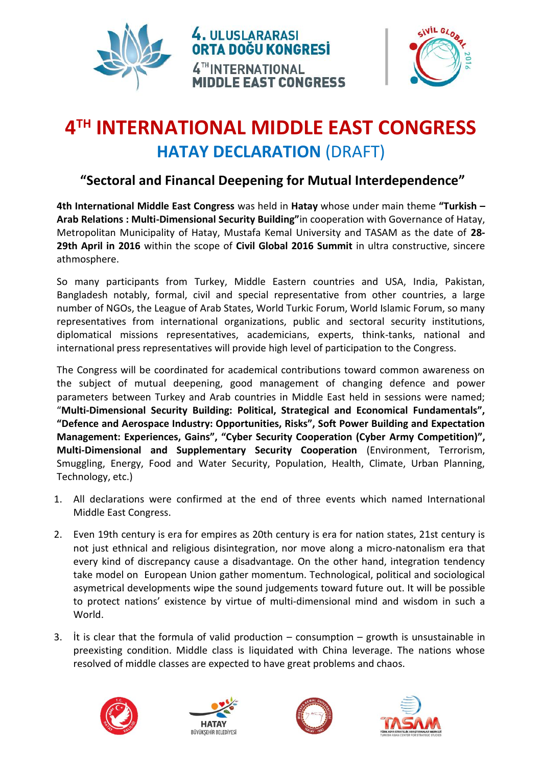4. ULUSLARARASI ORTA DOĞU KONGRESİ
4TH INTERNATIONAL MIDDLE EAST CONGRESS

# 4TH INTERNATIONAL MIDDLE EAST CONGRESS

## HATAY DECLARATION (DRAFT)

### "Sectoral and Financal Deepening for Mutual Interdependence"

**4th International Middle East Congress** was held in **Hatay** whose under main theme **"Turkish – Arab Relations : Multi-Dimensional Security Building"**in cooperation with Governance of Hatay, Metropolitan Municipality of Hatay, Mustafa Kemal University and TASAM as the date of **28-29th April in 2016** within the scope of **Civil Global 2016 Summit** in ultra constructive, sincere athmosphere.

So many participants from Turkey, Middle Eastern countries and USA, India, Pakistan, Bangladesh notably, formal, civil and special representative from other countries, a large number of NGOs, the League of Arab States, World Turkic Forum, World Islamic Forum, so many representatives from international organizations, public and sectoral security institutions, diplomatical missions representatives, academicians, experts, think-tanks, national and international press representatives will provide high level of participation to the Congress.

The Congress will be coordinated for academical contributions toward common awareness on the subject of mutual deepening, good management of changing defence and power parameters between Turkey and Arab countries in Middle East held in sessions were named; "**Multi-Dimensional Security Building: Political, Strategical and Economical Fundamentals", "Defence and Aerospace Industry: Opportunities, Risks", Soft Power Building and Expectation Management: Experiences, Gains", "Cyber Security Cooperation (Cyber Army Competition)", Multi-Dimensional and Supplementary Security Cooperation** (Environment, Terrorism, Smuggling, Energy, Food and Water Security, Population, Health, Climate, Urban Planning, Technology, etc.)

1. All declarations were confirmed at the end of three events which named International Middle East Congress.

2. Even 19th century is era for empires as 20th century is era for nation states, 21st century is not just ethnical and religious disintegration, nor move along a micro-natonalism era that every kind of discrepancy cause a disadvantage. On the other hand, integration tendency take model on European Union gather momentum. Technological, political and sociological asymetrical developments wipe the sound judgements toward future out. It will be possible to protect nations' existence by virtue of multi-dimensional mind and wisdom in such a World.

3. İt is clear that the formula of valid production – consumption – growth is unsustainable in preexisting condition. Middle class is liquidated with China leverage. The nations whose resolved of middle classes are expected to have great problems and chaos.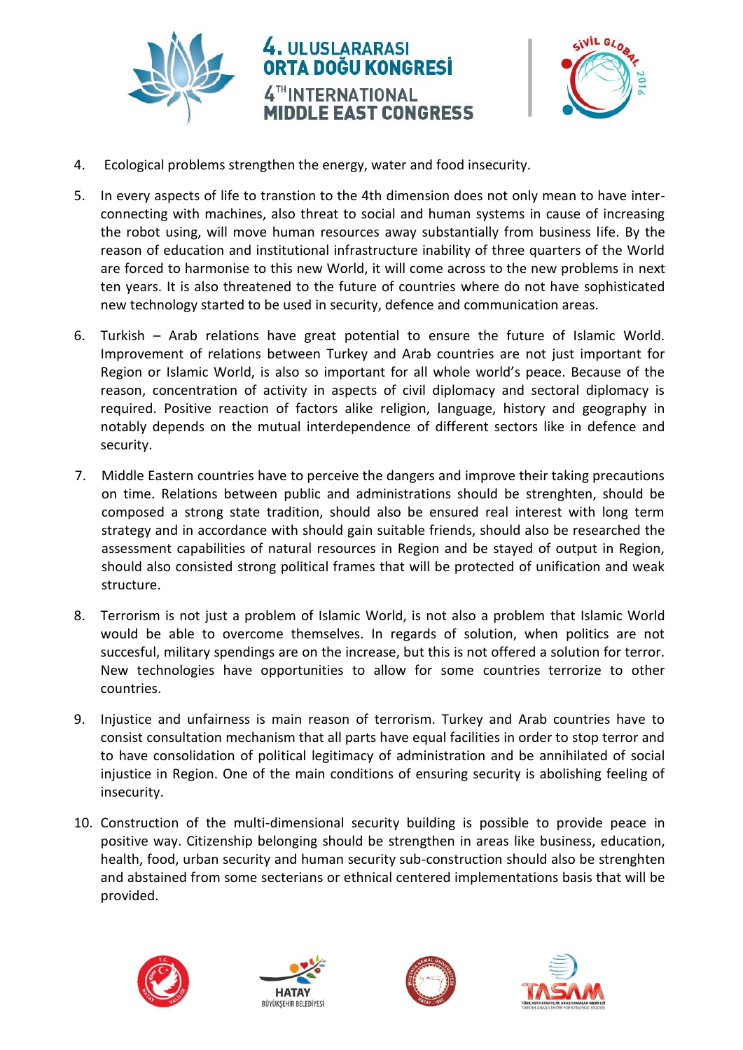4. Ecological problems strengthen the energy, water and food insecurity.

5. In every aspects of life to transtion to the 4th dimension does not only mean to have inter-connecting with machines, also threat to social and human systems in cause of increasing the robot using, will move human resources away substantially from business life. By the reason of education and institutional infrastructure inability of three quarters of the World are forced to harmonise to this new World, it will come across to the new problems in next ten years. It is also threatened to the future of countries where do not have sophisticated new technology started to be used in security, defence and communication areas.

6. Turkish – Arab relations have great potential to ensure the future of Islamic World. Improvement of relations between Turkey and Arab countries are not just important for Region or Islamic World, is also so important for all whole world's peace. Because of the reason, concentration of activity in aspects of civil diplomacy and sectoral diplomacy is required. Positive reaction of factors alike religion, language, history and geography in notably depends on the mutual interdependence of different sectors like in defence and security.

7. Middle Eastern countries have to perceive the dangers and improve their taking precautions on time. Relations between public and administrations should be strenghten, should be composed a strong state tradition, should also be ensured real interest with long term strategy and in accordance with should gain suitable friends, should also be researched the assessment capabilities of natural resources in Region and be stayed of output in Region, should also consisted strong political frames that will be protected of unification and weak structure.

8. Terrorism is not just a problem of Islamic World, is not also a problem that Islamic World would be able to overcome themselves. In regards of solution, when politics are not succesful, military spendings are on the increase, but this is not offered a solution for terror. New technologies have opportunities to allow for some countries terrorize to other countries.

9. Injustice and unfairness is main reason of terrorism. Turkey and Arab countries have to consist consultation mechanism that all parts have equal facilities in order to stop terror and to have consolidation of political legitimacy of administration and be annihilated of social injustice in Region. One of the main conditions of ensuring security is abolishing feeling of insecurity.

10. Construction of the multi-dimensional security building is possible to provide peace in positive way. Citizenship belonging should be strengthen in areas like business, education, health, food, urban security and human security sub-construction should also be strenghten and abstained from some secterians or ethnical centered implementations basis that will be provided.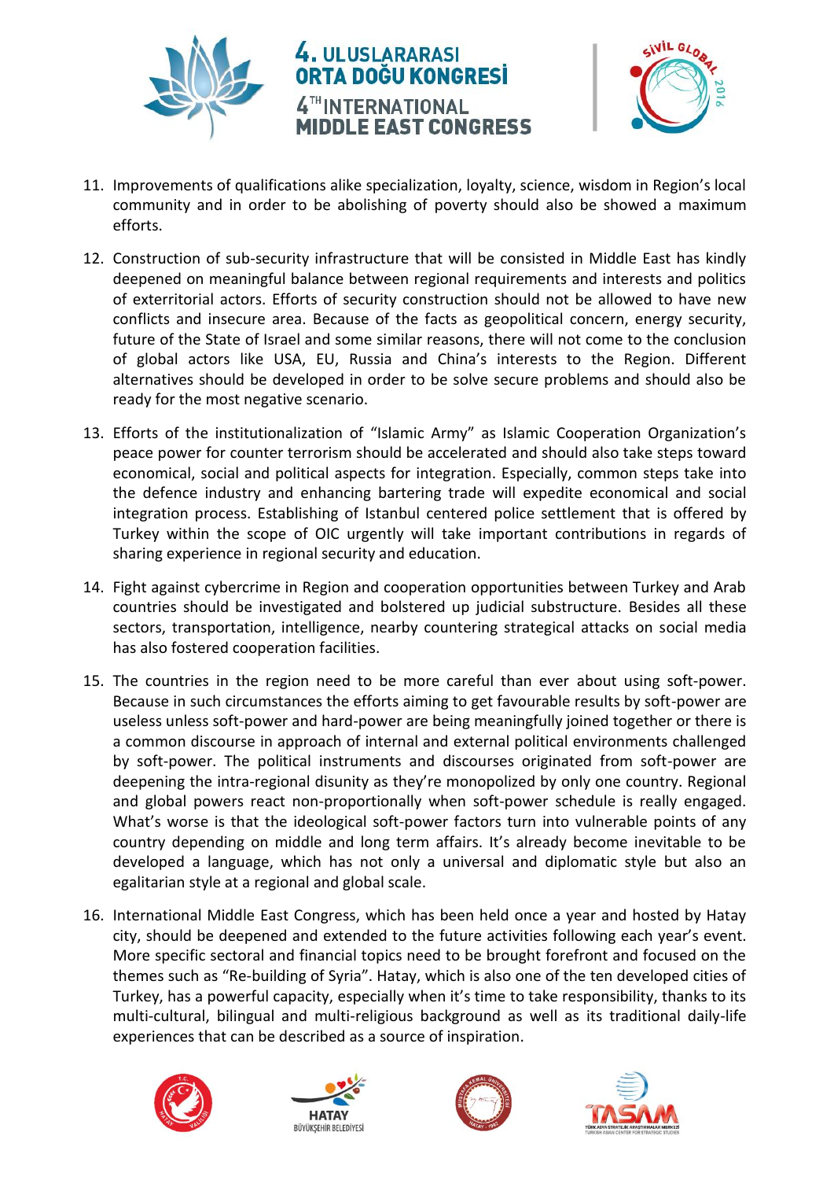11. Improvements of qualifications alike specialization, loyalty, science, wisdom in Region's local community and in order to be abolishing of poverty should also be showed a maximum efforts.

12. Construction of sub-security infrastructure that will be consisted in Middle East has kindly deepened on meaningful balance between regional requirements and interests and politics of exterritorial actors. Efforts of security construction should not be allowed to have new conflicts and insecure area. Because of the facts as geopolitical concern, energy security, future of the State of Israel and some similar reasons, there will not come to the conclusion of global actors like USA, EU, Russia and China's interests to the Region. Different alternatives should be developed in order to be solve secure problems and should also be ready for the most negative scenario.

13. Efforts of the institutionalization of "Islamic Army" as Islamic Cooperation Organization's peace power for counter terrorism should be accelerated and should also take steps toward economical, social and political aspects for integration. Especially, common steps take into the defence industry and enhancing bartering trade will expedite economical and social integration process. Establishing of Istanbul centered police settlement that is offered by Turkey within the scope of OIC urgently will take important contributions in regards of sharing experience in regional security and education.

14. Fight against cybercrime in Region and cooperation opportunities between Turkey and Arab countries should be investigated and bolstered up judicial substructure. Besides all these sectors, transportation, intelligence, nearby countering strategical attacks on social media has also fostered cooperation facilities.

15. The countries in the region need to be more careful than ever about using soft-power. Because in such circumstances the efforts aiming to get favourable results by soft-power are useless unless soft-power and hard-power are being meaningfully joined together or there is a common discourse in approach of internal and external political environments challenged by soft-power. The political instruments and discourses originated from soft-power are deepening the intra-regional disunity as they're monopolized by only one country. Regional and global powers react non-proportionally when soft-power schedule is really engaged. What's worse is that the ideological soft-power factors turn into vulnerable points of any country depending on middle and long term affairs. It's already become inevitable to be developed a language, which has not only a universal and diplomatic style but also an egalitarian style at a regional and global scale.

16. International Middle East Congress, which has been held once a year and hosted by Hatay city, should be deepened and extended to the future activities following each year's event. More specific sectoral and financial topics need to be brought forefront and focused on the themes such as "Re-building of Syria". Hatay, which is also one of the ten developed cities of Turkey, has a powerful capacity, especially when it's time to take responsibility, thanks to its multi-cultural, bilingual and multi-religious background as well as its traditional daily-life experiences that can be described as a source of inspiration.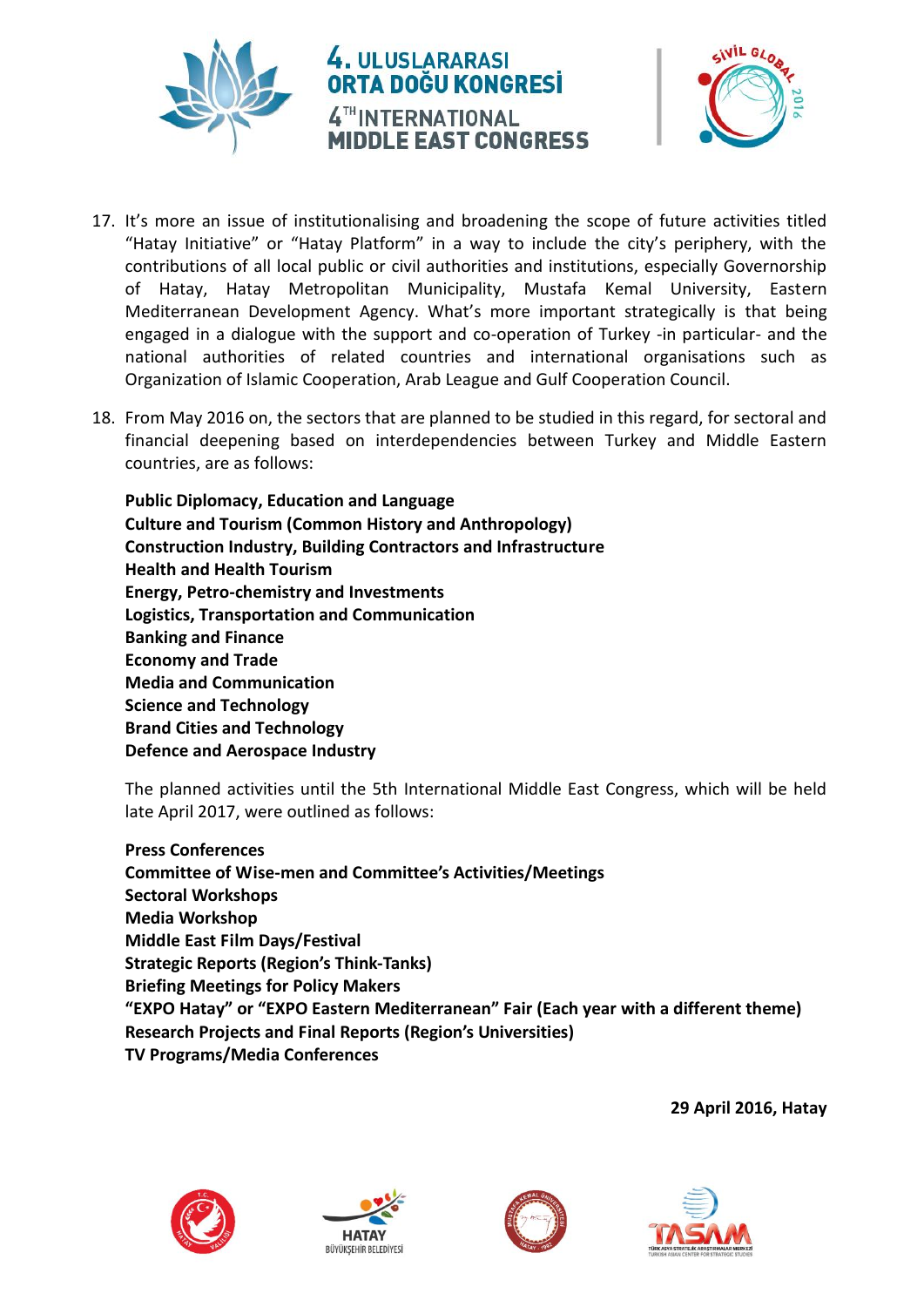17. It's more an issue of institutionalising and broadening the scope of future activities titled "Hatay Initiative" or "Hatay Platform" in a way to include the city's periphery, with the contributions of all local public or civil authorities and institutions, especially Governorship of Hatay, Hatay Metropolitan Municipality, Mustafa Kemal University, Eastern Mediterranean Development Agency. What's more important strategically is that being engaged in a dialogue with the support and co-operation of Turkey -in particular- and the national authorities of related countries and international organisations such as Organization of Islamic Cooperation, Arab League and Gulf Cooperation Council.

18. From May 2016 on, the sectors that are planned to be studied in this regard, for sectoral and financial deepening based on interdependencies between Turkey and Middle Eastern countries, are as follows:

    **Public Diplomacy, Education and Language**
    **Culture and Tourism (Common History and Anthropology)**
    **Construction Industry, Building Contractors and Infrastructure**
    **Health and Health Tourism**
    **Energy, Petro-chemistry and Investments**
    **Logistics, Transportation and Communication**
    **Banking and Finance**
    **Economy and Trade**
    **Media and Communication**
    **Science and Technology**
    **Brand Cities and Technology**
    **Defence and Aerospace Industry**

    The planned activities until the 5th International Middle East Congress, which will be held late April 2017, were outlined as follows:

    **Press Conferences**
    **Committee of Wise-men and Committee's Activities/Meetings**
    **Sectoral Workshops**
    **Media Workshop**
    **Middle East Film Days/Festival**
    **Strategic Reports (Region's Think-Tanks)**
    **Briefing Meetings for Policy Makers**
    **"EXPO Hatay" or "EXPO Eastern Mediterranean" Fair (Each year with a different theme)**
    **Research Projects and Final Reports (Region's Universities)**
    **TV Programs/Media Conferences**

**29 April 2016, Hatay**